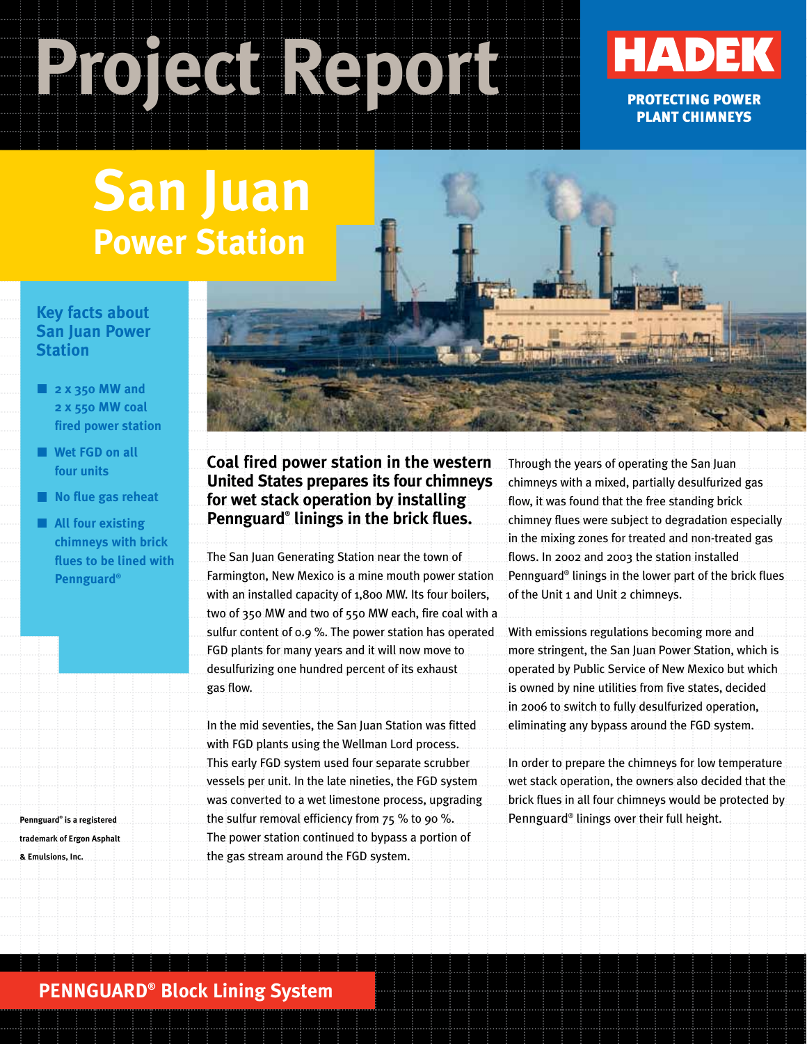# Project Report

**HADEK**

**PROTECTING POWER PLANT CHIMNEYS**

# San Juan
## Power Station

### Key facts about San Juan Power Station

- 2 x 350 MW and 2 x 550 MW coal fired power station
- Wet FGD on all four units
- No flue gas reheat
- All four existing chimneys with brick flues to be lined with Pennguard®

Pennguard® is a registered trademark of Ergon Asphalt & Emulsions, Inc.

**Coal fired power station in the western United States prepares its four chimneys for wet stack operation by installing Pennguard® linings in the brick flues.**

The San Juan Generating Station near the town of Farmington, New Mexico is a mine mouth power station with an installed capacity of 1,800 MW. Its four boilers, two of 350 MW and two of 550 MW each, fire coal with a sulfur content of 0.9 %. The power station has operated FGD plants for many years and it will now move to desulfurizing one hundred percent of its exhaust gas flow.

In the mid seventies, the San Juan Station was fitted with FGD plants using the Wellman Lord process. This early FGD system used four separate scrubber vessels per unit. In the late nineties, the FGD system was converted to a wet limestone process, upgrading the sulfur removal efficiency from 75 % to 90 %. The power station continued to bypass a portion of the gas stream around the FGD system.

Through the years of operating the San Juan chimneys with a mixed, partially desulfurized gas flow, it was found that the free standing brick chimney flues were subject to degradation especially in the mixing zones for treated and non-treated gas flows. In 2002 and 2003 the station installed Pennguard® linings in the lower part of the brick flues of the Unit 1 and Unit 2 chimneys.

With emissions regulations becoming more and more stringent, the San Juan Power Station, which is operated by Public Service of New Mexico but which is owned by nine utilities from five states, decided in 2006 to switch to fully desulfurized operation, eliminating any bypass around the FGD system.

In order to prepare the chimneys for low temperature wet stack operation, the owners also decided that the brick flues in all four chimneys would be protected by Pennguard® linings over their full height.

**PENNGUARD® Block Lining System**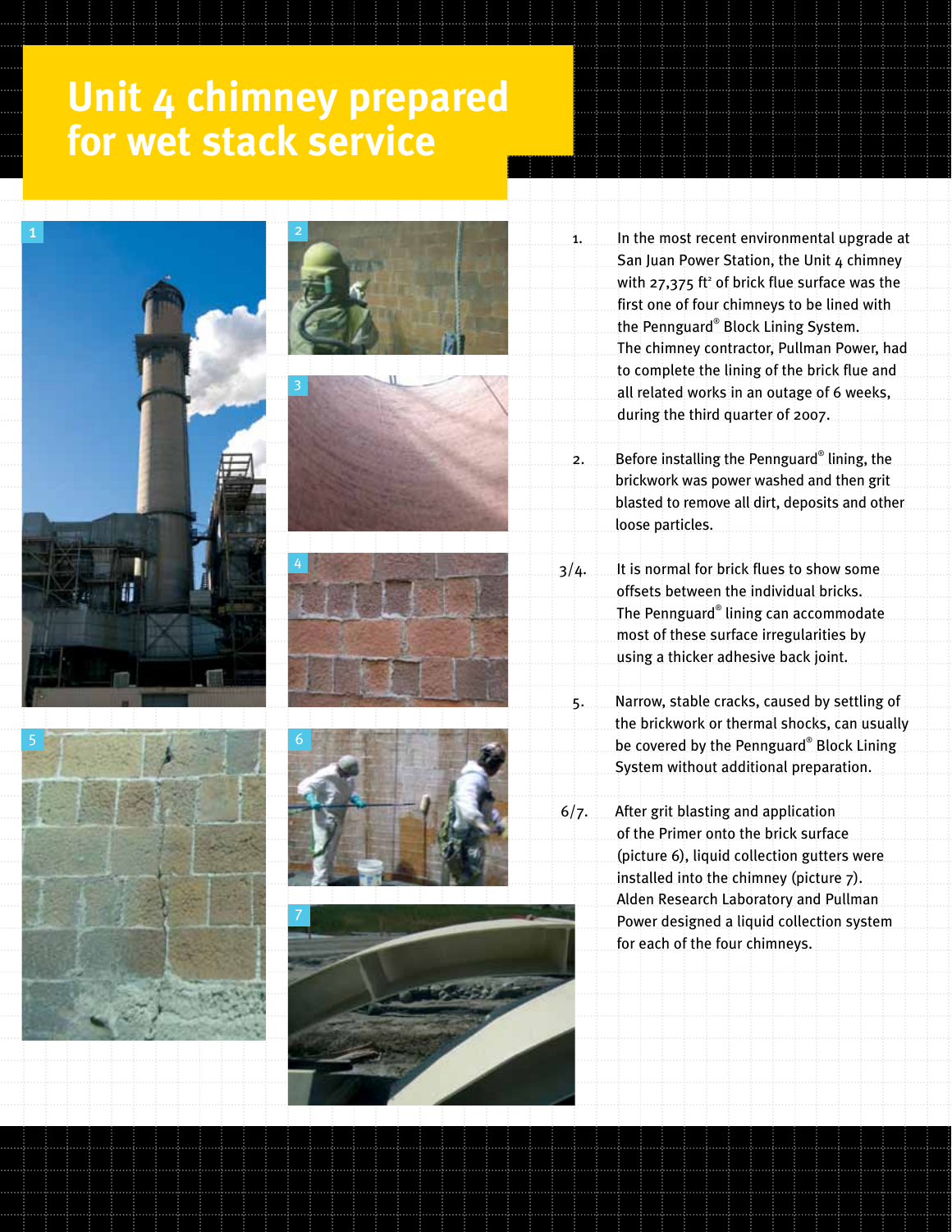# Unit 4 chimney prepared for wet stack service

1. In the most recent environmental upgrade at San Juan Power Station, the Unit 4 chimney with 27,375 ft² of brick flue surface was the first one of four chimneys to be lined with the Pennguard® Block Lining System. The chimney contractor, Pullman Power, had to complete the lining of the brick flue and all related works in an outage of 6 weeks, during the third quarter of 2007.

2. Before installing the Pennguard® lining, the brickwork was power washed and then grit blasted to remove all dirt, deposits and other loose particles.

3/4. It is normal for brick flues to show some offsets between the individual bricks. The Pennguard® lining can accommodate most of these surface irregularities by using a thicker adhesive back joint.

5. Narrow, stable cracks, caused by settling of the brickwork or thermal shocks, can usually be covered by the Pennguard® Block Lining System without additional preparation.

6/7. After grit blasting and application of the Primer onto the brick surface (picture 6), liquid collection gutters were installed into the chimney (picture 7). Alden Research Laboratory and Pullman Power designed a liquid collection system for each of the four chimneys.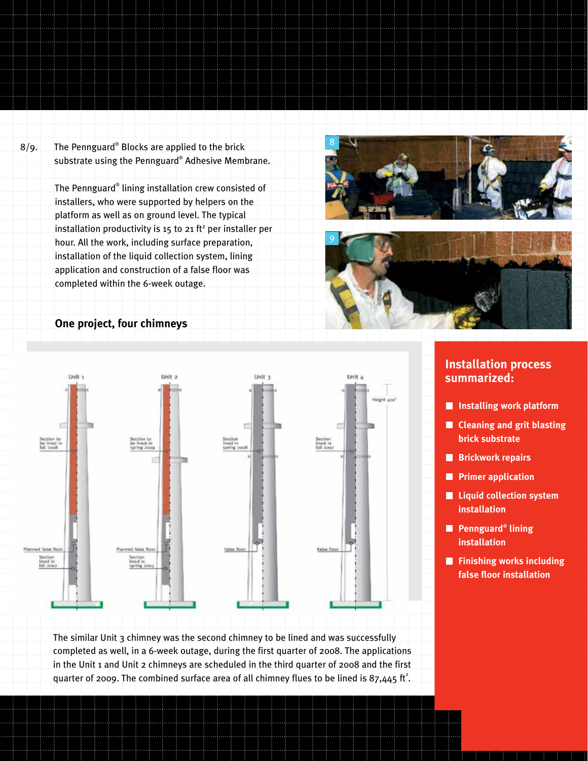8/9. The Pennguard® Blocks are applied to the brick substrate using the Pennguard® Adhesive Membrane.

The Pennguard® lining installation crew consisted of installers, who were supported by helpers on the platform as well as on ground level. The typical installation productivity is 15 to 21 ft² per installer per hour. All the work, including surface preparation, installation of the liquid collection system, lining application and construction of a false floor was completed within the 6-week outage.

## One project, four chimneys

Unit 1 — Section to be lined in fall 2008; Planned false floor; Section lined in fall 2002

Unit 2 — Section to be lined in spring 2009; Planned false floor; Section lined in spring 2003

Unit 3 — Section lined in spring 2008; False floor

Unit 4 — Section lined in fall 2007; False floor; Height 400'

The similar Unit 3 chimney was the second chimney to be lined and was successfully completed as well, in a 6-week outage, during the first quarter of 2008. The applications in the Unit 1 and Unit 2 chimneys are scheduled in the third quarter of 2008 and the first quarter of 2009. The combined surface area of all chimney flues to be lined is 87,445 ft².

## Installation process summarized:

- Installing work platform
- Cleaning and grit blasting brick substrate
- Brickwork repairs
- Primer application
- Liquid collection system installation
- Pennguard® lining installation
- Finishing works including false floor installation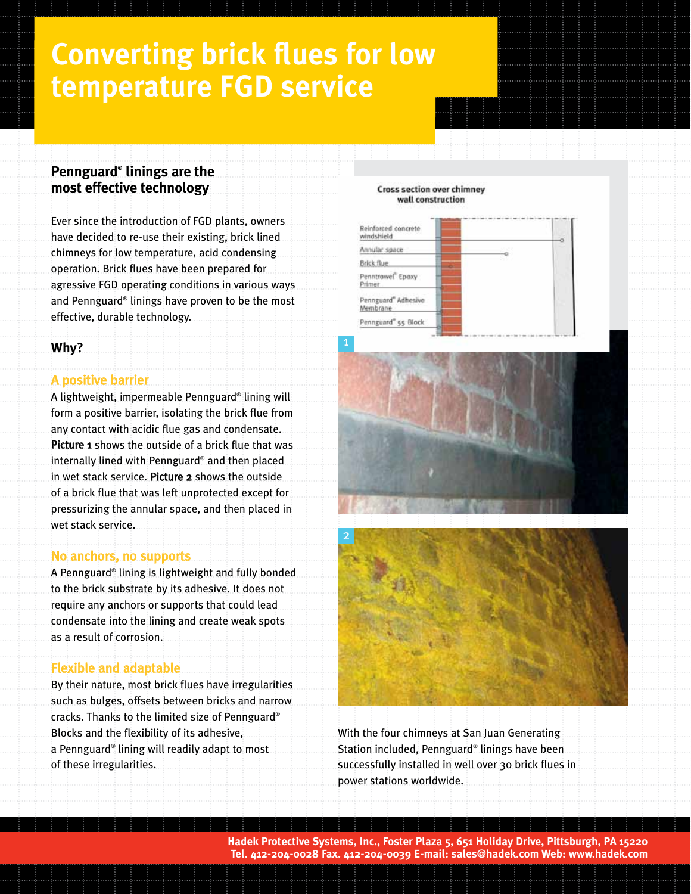# Converting brick flues for low temperature FGD service

## Pennguard® linings are the most effective technology

Ever since the introduction of FGD plants, owners have decided to re-use their existing, brick lined chimneys for low temperature, acid condensing operation. Brick flues have been prepared for agressive FGD operating conditions in various ways and Pennguard® linings have proven to be the most effective, durable technology.

### Why?

#### A positive barrier

A lightweight, impermeable Pennguard® lining will form a positive barrier, isolating the brick flue from any contact with acidic flue gas and condensate. **Picture 1** shows the outside of a brick flue that was internally lined with Pennguard® and then placed in wet stack service. **Picture 2** shows the outside of a brick flue that was left unprotected except for pressurizing the annular space, and then placed in wet stack service.

#### No anchors, no supports

A Pennguard® lining is lightweight and fully bonded to the brick substrate by its adhesive. It does not require any anchors or supports that could lead condensate into the lining and create weak spots as a result of corrosion.

#### Flexible and adaptable

By their nature, most brick flues have irregularities such as bulges, offsets between bricks and narrow cracks. Thanks to the limited size of Pennguard® Blocks and the flexibility of its adhesive, a Pennguard® lining will readily adapt to most of these irregularities.

Cross section over chimney wall construction

Reinforced concrete windshield

Annular space

Brick flue

Penntrowel® Epoxy Primer

Pennguard® Adhesive Membrane

Pennguard® 55 Block

1

2

With the four chimneys at San Juan Generating Station included, Pennguard® linings have been successfully installed in well over 30 brick flues in power stations worldwide.

**Hadek Protective Systems, Inc., Foster Plaza 5, 651 Holiday Drive, Pittsburgh, PA 15220**
**Tel. 412-204-0028 Fax. 412-204-0039 E-mail: sales@hadek.com Web: www.hadek.com**